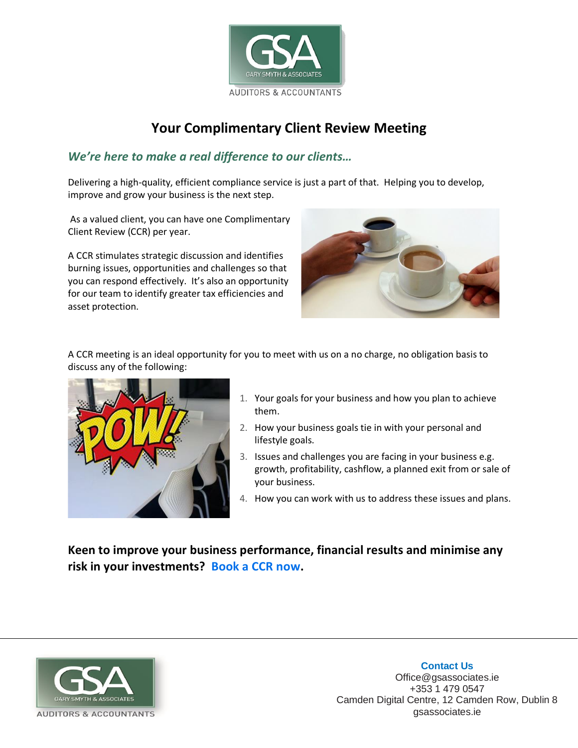# Your Complimentary Client Review Meeting

## *We're here to make a real difference to our clients…*

Delivering a high-quality, efficient compliance service is just a part of that. Helping you to develop, improve and grow your business is the next step.

As a valued client, you can have one Complimentary Client Review (CCR) per year.

A CCR stimulates strategic discussion and identifies burning issues, opportunities and challenges so that you can respond effectively. It's also an opportunity for our team to identify greater tax efficiencies and asset protection.

A CCR meeting is an ideal opportunity for you to meet with us on a no charge, no obligation basis to discuss any of the following:

1. Your goals for your business and how you plan to achieve them.
2. How your business goals tie in with your personal and lifestyle goals.
3. Issues and challenges you are facing in your business e.g. growth, profitability, cashflow, a planned exit from or sale of your business.
4. How you can work with us to address these issues and plans.

**Keen to improve your business performance, financial results and minimise any risk in your investments? Book a CCR now.**

**Contact Us**
Office@gsassociates.ie
+353 1 479 0547
Camden Digital Centre, 12 Camden Row, Dublin 8
gsassociates.ie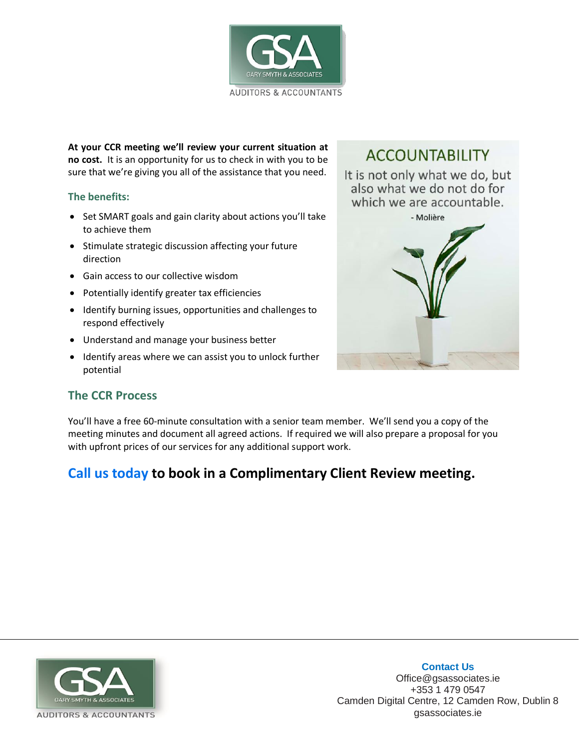**At your CCR meeting we'll review your current situation at no cost.** It is an opportunity for us to check in with you to be sure that we're giving you all of the assistance that you need.

### The benefits:

- Set SMART goals and gain clarity about actions you'll take to achieve them
- Stimulate strategic discussion affecting your future direction
- Gain access to our collective wisdom
- Potentially identify greater tax efficiencies
- Identify burning issues, opportunities and challenges to respond effectively
- Understand and manage your business better
- Identify areas where we can assist you to unlock further potential

ACCOUNTABILITY

It is not only what we do, but also what we do not do for which we are accountable.

- Molière

## The CCR Process

You'll have a free 60-minute consultation with a senior team member. We'll send you a copy of the meeting minutes and document all agreed actions. If required we will also prepare a proposal for you with upfront prices of our services for any additional support work.

## Call us today to book in a Complimentary Client Review meeting.

**Contact Us**
Office@gsassociates.ie
+353 1 479 0547
Camden Digital Centre, 12 Camden Row, Dublin 8
gsassociates.ie